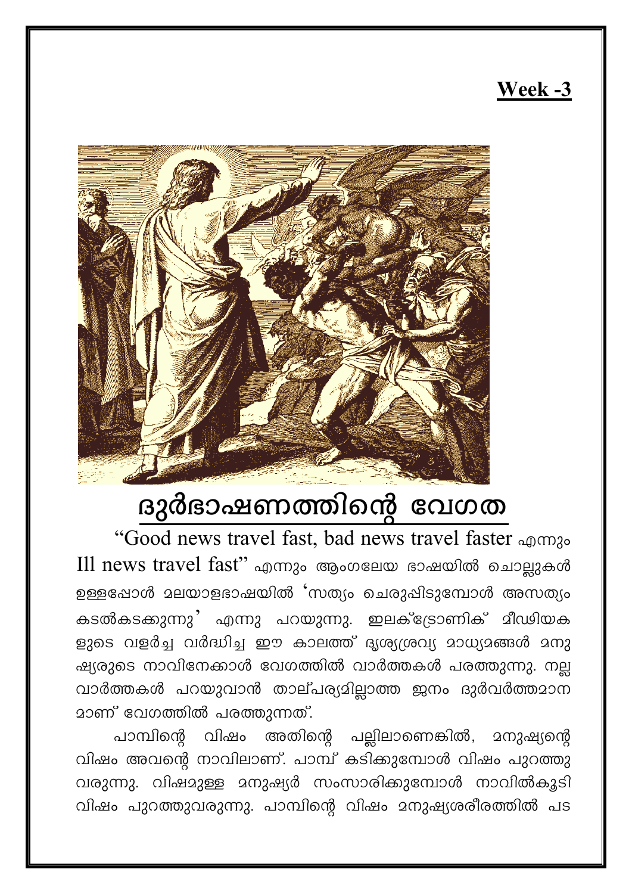**Week -3**

# ദുർഭാഷണത്തിന്റെ വേഗത

"Good news travel fast, bad news travel faster എന്നും Ill news travel fast" എന്നും ആംഗലേയ ഭാഷയിൽ ചൊല്ലുകൾ ഉള്ളപ്പോൾ മലയാളഭാഷയിൽ 'സത്യം ചെരുപ്പിടുമ്പോൾ അസത്യം കടൽകടക്കുന്നു' എന്നു പറയുന്നു. ഇലക്ട്രോണിക് മീഡിയകളുടെ വളർച്ച വർദ്ധിച്ച ഈ കാലത്ത് ദൃശ്യശ്രവ്യ മാധ്യമങ്ങൾ മനുഷ്യരുടെ നാവിനേക്കാൾ വേഗത്തിൽ വാർത്തകൾ പരത്തുന്നു. നല്ല വാർത്തകൾ പറയുവാൻ താല്പര്യമില്ലാത്ത ജനം ദുർവർത്തമാനമാണ് വേഗത്തിൽ പരത്തുന്നത്.

പാമ്പിന്റെ വിഷം അതിന്റെ പല്ലിലാണെങ്കിൽ, മനുഷ്യന്റെ വിഷം അവന്റെ നാവിലാണ്. പാമ്പ് കടിക്കുമ്പോൾ വിഷം പുറത്തുവരുന്നു. വിഷമുള്ള മനുഷ്യർ സംസാരിക്കുമ്പോൾ നാവിൽകൂടി വിഷം പുറത്തുവരുന്നു. പാമ്പിന്റെ വിഷം മനുഷ്യശരീരത്തിൽ പട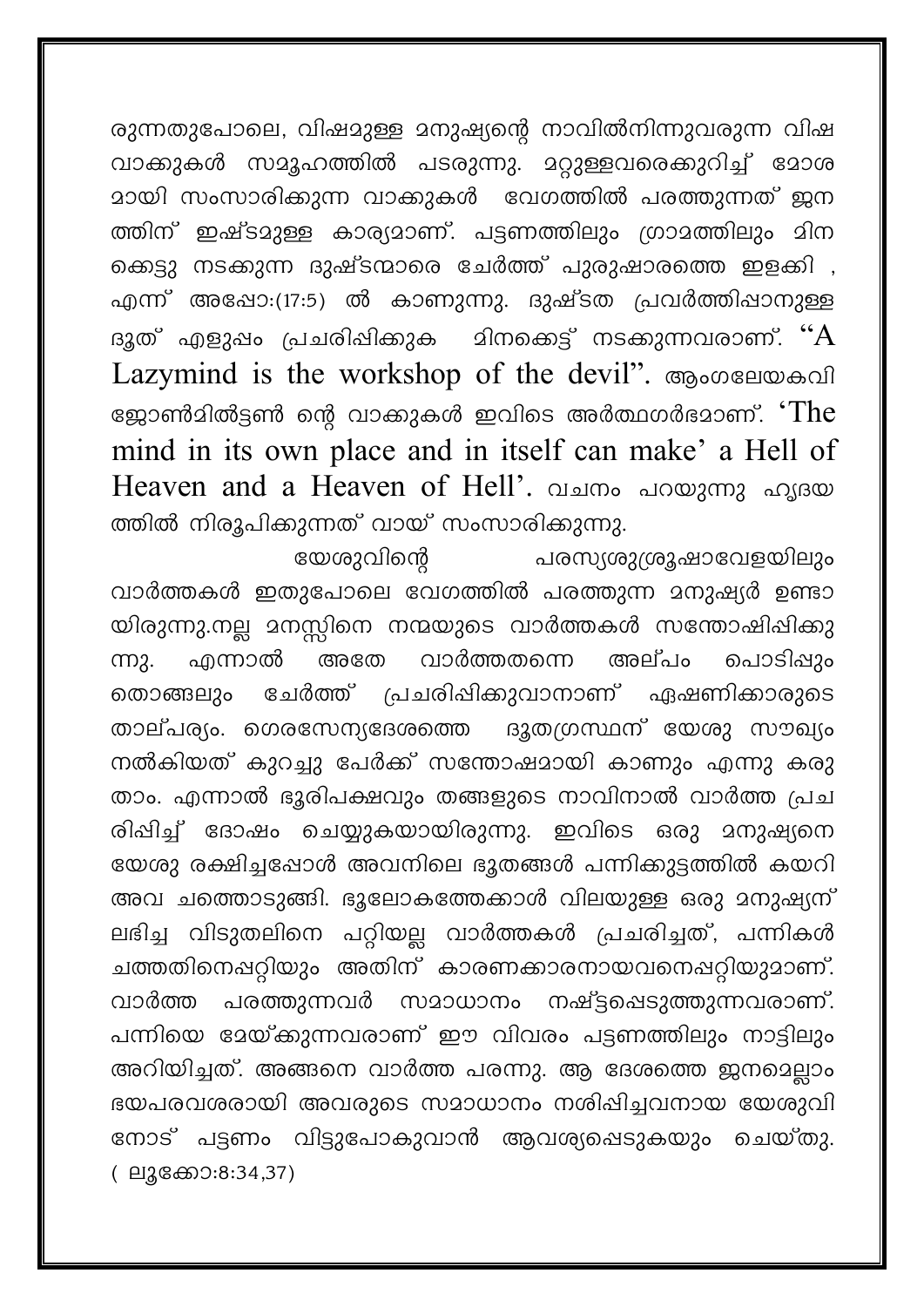രുന്നതുപോലെ, വിഷമുള്ള മനുഷ്യന്റെ നാവിൽനിന്നുവരുന്ന വിഷ വാക്കുകൾ സമൂഹത്തിൽ പടരുന്നു. മറ്റുള്ളവരെക്കുറിച്ച് മോശ മായി സംസാരിക്കുന്ന വാക്കുകൾ വേഗത്തിൽ പരത്തുന്നത് ജന ത്തിന് ഇഷ്ടമുള്ള കാര്യമാണ്. പട്ടണത്തിലും ഗ്രാമത്തിലും മിന ക്കെട്ടു നടക്കുന്ന ദുഷ്ടന്മാരെ ചേർത്ത് പുരുഷാരത്തെ ഇളക്കി , എന്ന് അപ്പോ:(17:5) ൽ കാണുന്നു. ദുഷ്ടത പ്രവർത്തിപ്പാനുള്ള ദൂത് എളുപ്പം പ്രചരിപ്പിക്കുക മിനക്കെട്ട് നടക്കുന്നവരാണ്. "A Lazymind is the workshop of the devil". ആംഗലേയകവി ജോൺമിൽട്ടൺ ന്റെ വാക്കുകൾ ഇവിടെ അർത്ഥഗർഭമാണ്. 'The mind in its own place and in itself can make' a Hell of Heaven and a Heaven of Hell'. വചനം പറയുന്നു ഹൃദയ ത്തിൽ നിരൂപിക്കുന്നത് വായ് സംസാരിക്കുന്നു.

യേശുവിന്റെ പരസ്യശുശ്രൂഷാവേളയിലും വാർത്തകൾ ഇതുപോലെ വേഗത്തിൽ പരത്തുന്ന മനുഷ്യർ ഉണ്ടാ യിരുന്നു.നല്ല മനസ്സിനെ നന്മയുടെ വാർത്തകൾ സന്തോഷിപ്പിക്കു ന്നു. എന്നാൽ അതേ വാർത്തതന്നെ അല്പം പൊടിപ്പും തൊങ്ങലും ചേർത്ത് പ്രചരിപ്പിക്കുവാനാണ് ഏഷണിക്കാരുടെ താല്പര്യം. ഗെരസേന്യദേശത്തെ ഭൂതഗ്രസ്ഥന് യേശു സൗഖ്യം നൽകിയത് കുറച്ചു പേർക്ക് സന്തോഷമായി കാണും എന്നു കരു താം. എന്നാൽ ഭൂരിപക്ഷവും തങ്ങളുടെ നാവിനാൽ വാർത്ത പ്രച രിപ്പിച്ച് ദോഷം ചെയ്യുകയായിരുന്നു. ഇവിടെ ഒരു മനുഷ്യനെ യേശു രക്ഷിച്ചപ്പോൾ അവനിലെ ഭൂതങ്ങൾ പന്നിക്കൂട്ടത്തിൽ കയറി അവ ചത്തൊടുങ്ങി. ഭൂലോകത്തേക്കാൾ വിലയുള്ള ഒരു മനുഷ്യന് ലഭിച്ച വിടുതലിനെ പറ്റിയല്ല വാർത്തകൾ പ്രചരിച്ചത്, പന്നികൾ ചത്തതിനെപ്പറ്റിയും അതിന് കാരണക്കാരനായവനെപ്പറ്റിയുമാണ്. വാർത്ത പരത്തുന്നവർ സമാധാനം നഷ്ട്ടപ്പെടുത്തുന്നവരാണ്. പന്നിയെ മേയ്ക്കുന്നവരാണ് ഈ വിവരം പട്ടണത്തിലും നാട്ടിലും അറിയിച്ചത്. അങ്ങനെ വാർത്ത പരന്നു. ആ ദേശത്തെ ജനമെല്ലാം ഭയപരവശരായി അവരുടെ സമാധാനം നശിപ്പിച്ചവനായ യേശുവി നോട് പട്ടണം വിട്ടുപോകുവാൻ ആവശ്യപ്പെടുകയും ചെയ്തു. ( ലൂക്കോ:8:34,37)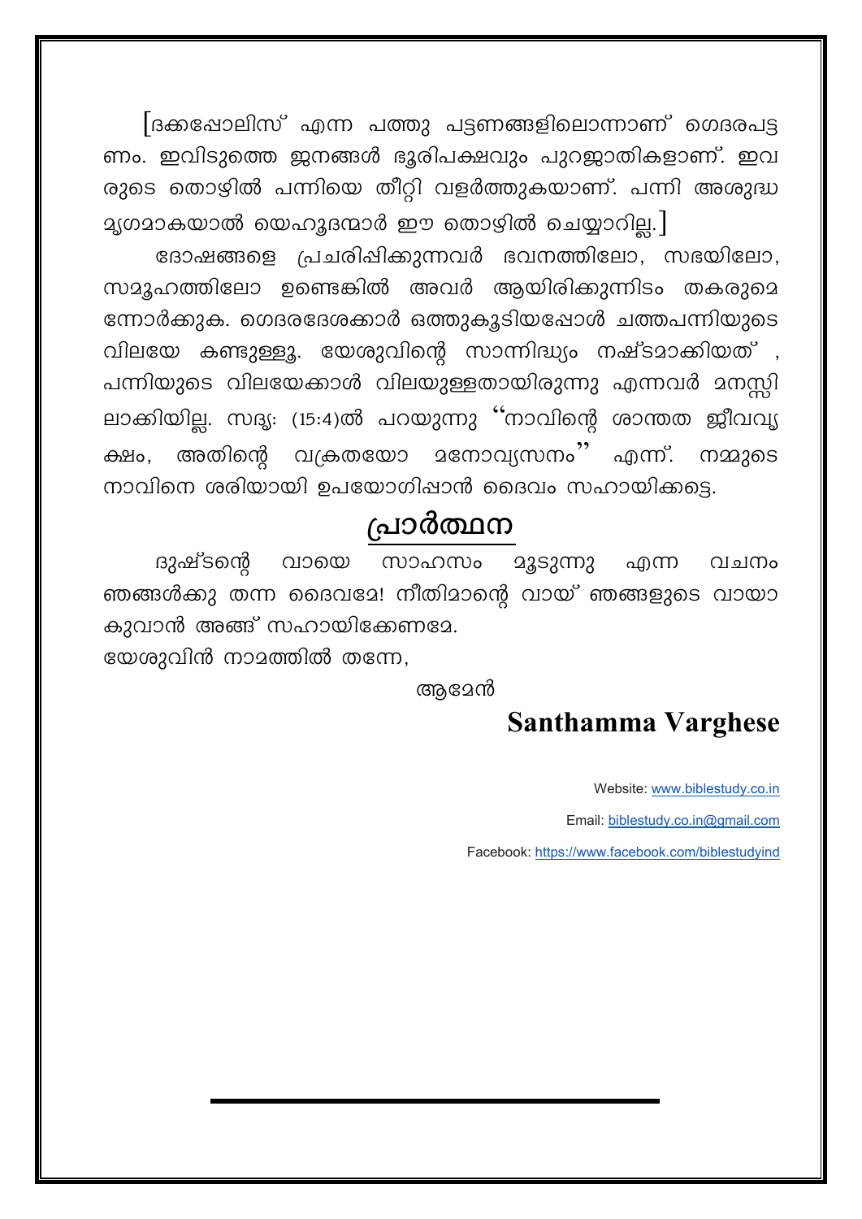[ദക്കപ്പോലിസ് എന്ന പത്തു പട്ടണങ്ങളിലൊന്നാണ് ഗെദരപട്ട ണം. ഇവിടുത്തെ ജനങ്ങൾ ഭൂരിപക്ഷവും പുറജാതികളാണ്. ഇവ രുടെ തൊഴിൽ പന്നിയെ തീറ്റി വളർത്തുകയാണ്. പന്നി അശുദ്ധ മൃഗമാകയാൽ യെഹൂദന്മാർ ഈ തൊഴിൽ ചെയ്യാറില്ല.]

ദോഷങ്ങളെ പ്രചരിപ്പിക്കുന്നവർ ഭവനത്തിലോ, സഭയിലോ, സമൂഹത്തിലോ ഉണ്ടെങ്കിൽ അവർ ആയിരിക്കുന്നിടം തകരുമെ ന്നോർക്കുക. ഗെദരദേശക്കാർ ഒത്തുകൂടിയപ്പോൾ ചത്തപന്നിയുടെ വിലയേ കണ്ടുള്ളൂ. യേശുവിന്റെ സാന്നിദ്ധ്യം നഷ്ടമാക്കിയത് , പന്നിയുടെ വിലയേക്കാൾ വിലയുള്ളതായിരുന്നു എന്നവർ മനസ്സി ലാക്കിയില്ല. സദൃ: (15:4)ൽ പറയുന്നു "നാവിന്റെ ശാന്തത ജീവവൃ ക്ഷം, അതിന്റെ വക്രതയോ മനോവ്യസനം" എന്ന്. നമ്മുടെ നാവിനെ ശരിയായി ഉപയോഗിപ്പാൻ ദൈവം സഹായിക്കട്ടെ.

## പ്രാർത്ഥന

ദുഷ്ടന്റെ വായെ സാഹസം മൂടുന്നു എന്ന വചനം ഞങ്ങൾക്കു തന്ന ദൈവമേ! നീതിമാന്റെ വായ് ഞങ്ങളുടെ വായാ കുവാൻ അങ്ങ് സഹായിക്കേണമേ.
യേശുവിൻ നാമത്തിൽ തന്നേ,

ആമേൻ

**Santhamma Varghese**

Website: www.biblestudy.co.in

Email: biblestudy.co.in@gmail.com

Facebook: https://www.facebook.com/biblestudyind